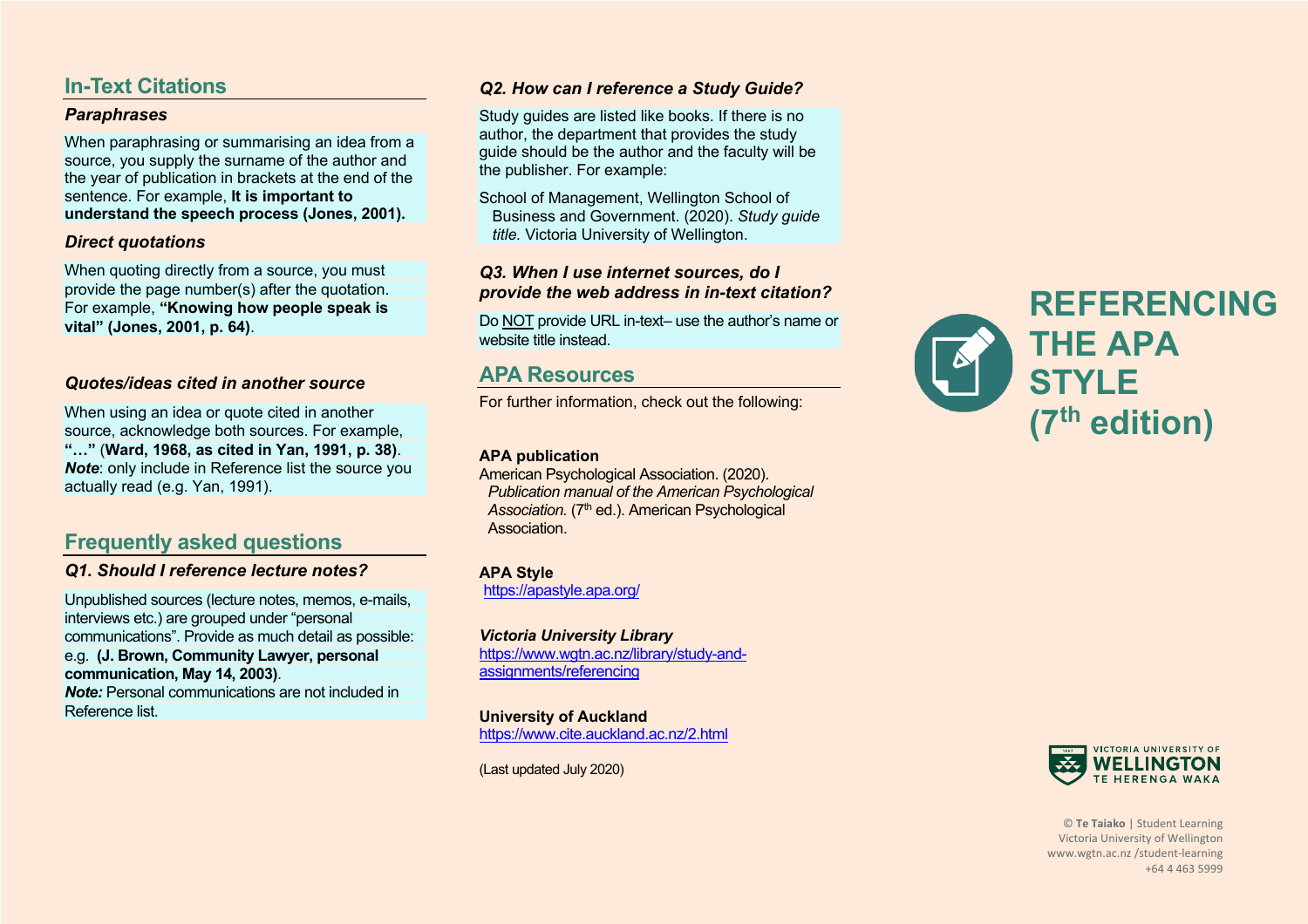## In-Text Citations

### *Paraphrases*

When paraphrasing or summarising an idea from a source, you supply the surname of the author and the year of publication in brackets at the end of the sentence. For example, **It is important to understand the speech process (Jones, 2001).**

### *Direct quotations*

When quoting directly from a source, you must provide the page number(s) after the quotation. For example, **"Knowing how people speak is vital" (Jones, 2001, p. 64)**.

### *Quotes/ideas cited in another source*

When using an idea or quote cited in another source, acknowledge both sources. For example, **"…"** (**Ward, 1968, as cited in Yan, 1991, p. 38)**.
***Note***: only include in Reference list the source you actually read (e.g. Yan, 1991).

## Frequently asked questions

### *Q1. Should I reference lecture notes?*

Unpublished sources (lecture notes, memos, e-mails, interviews etc.) are grouped under "personal communications". Provide as much detail as possible: e.g. **(J. Brown, Community Lawyer, personal communication, May 14, 2003)**.
***Note:*** Personal communications are not included in Reference list.

### *Q2. How can I reference a Study Guide?*

Study guides are listed like books. If there is no author, the department that provides the study guide should be the author and the faculty will be the publisher. For example:

School of Management, Wellington School of Business and Government. (2020). *Study guide title.* Victoria University of Wellington.

### *Q3. When I use internet sources, do I provide the web address in in-text citation?*

Do NOT provide URL in-text– use the author's name or website title instead.

## APA Resources

For further information, check out the following:

**APA publication**
American Psychological Association. (2020). *Publication manual of the American Psychological Association.* (7th ed.). American Psychological Association.

**APA Style**
https://apastyle.apa.org/

***Victoria University Library***
https://www.wgtn.ac.nz/library/study-and-assignments/referencing

**University of Auckland**
https://www.cite.auckland.ac.nz/2.html

(Last updated July 2020)

# REFERENCING THE APA STYLE (7th edition)

VICTORIA UNIVERSITY OF WELLINGTON
TE HERENGA WAKA

© **Te Taiako** | Student Learning
Victoria University of Wellington
www.wgtn.ac.nz /student-learning
+64 4 463 5999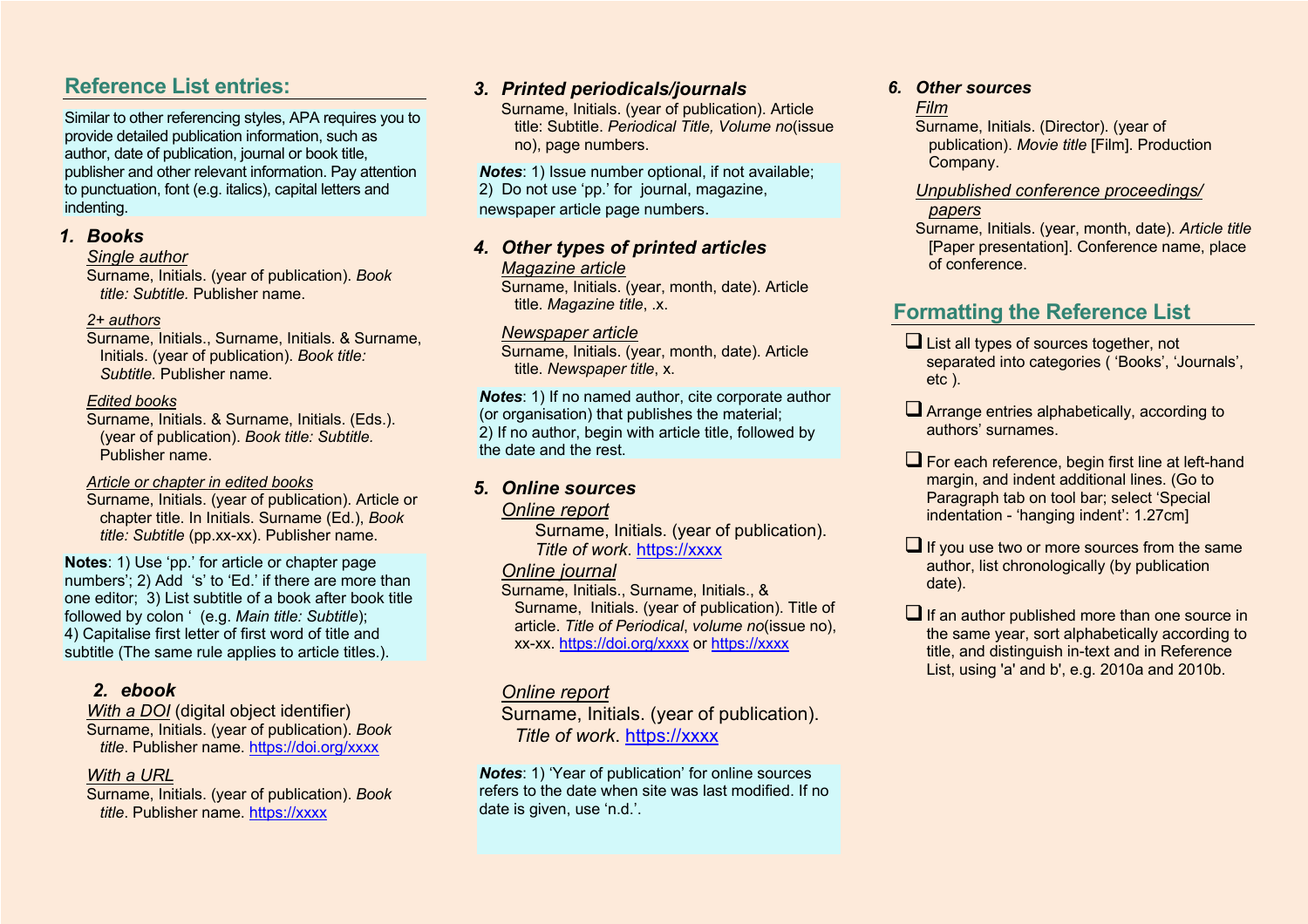## Reference List entries:

Similar to other referencing styles, APA requires you to provide detailed publication information, such as author, date of publication, journal or book title, publisher and other relevant information. Pay attention to punctuation, font (e.g. italics), capital letters and indenting.

### 1. Books

*Single author*

Surname, Initials. (year of publication). *Book title: Subtitle.* Publisher name.

*2+ authors*

Surname, Initials., Surname, Initials. & Surname, Initials. (year of publication). *Book title: Subtitle.* Publisher name.

*Edited books*

Surname, Initials. & Surname, Initials. (Eds.). (year of publication). *Book title: Subtitle.* Publisher name.

*Article or chapter in edited books*

Surname, Initials. (year of publication). Article or chapter title. In Initials. Surname (Ed.), *Book title: Subtitle* (pp.xx-xx). Publisher name.

**Notes**: 1) Use 'pp.' for article or chapter page numbers'; 2) Add 's' to 'Ed.' if there are more than one editor; 3) List subtitle of a book after book title followed by colon ' (e.g. *Main title: Subtitle*); 4) Capitalise first letter of first word of title and subtitle (The same rule applies to article titles.).

### 2. ebook

*With a DOI* (digital object identifier)

Surname, Initials. (year of publication). *Book title*. Publisher name. https://doi.org/xxxx

*With a URL*

Surname, Initials. (year of publication). *Book title*. Publisher name. https://xxxx

### 3. Printed periodicals/journals

Surname, Initials. (year of publication). Article title: Subtitle. *Periodical Title, Volume no*(issue no), page numbers.

***Notes***: 1) Issue number optional, if not available; 2) Do not use 'pp.' for journal, magazine, newspaper article page numbers.

### 4. Other types of printed articles

*Magazine article*

Surname, Initials. (year, month, date). Article title. *Magazine title*, .x.

*Newspaper article*

Surname, Initials. (year, month, date). Article title. *Newspaper title*, x.

***Notes***: 1) If no named author, cite corporate author (or organisation) that publishes the material; 2) If no author, begin with article title, followed by the date and the rest.

### 5. Online sources

*Online report*

Surname, Initials. (year of publication). *Title of work*. https://xxxx

*Online journal*

Surname, Initials., Surname, Initials., & Surname, Initials. (year of publication). Title of article. *Title of Periodical*, *volume no*(issue no), xx-xx. https://doi.org/xxxx or https://xxxx

*Online report*

Surname, Initials. (year of publication). *Title of work*. https://xxxx

***Notes***: 1) 'Year of publication' for online sources refers to the date when site was last modified. If no date is given, use 'n.d.'.

### 6. Other sources

*Film*

Surname, Initials. (Director). (year of publication). *Movie title* [Film]. Production Company.

*Unpublished conference proceedings/ papers*

Surname, Initials. (year, month, date). *Article title* [Paper presentation]. Conference name, place of conference.

## Formatting the Reference List

- ❑ List all types of sources together, not separated into categories ( 'Books', 'Journals', etc ).
- ❑ Arrange entries alphabetically, according to authors' surnames.
- ❑ For each reference, begin first line at left-hand margin, and indent additional lines. (Go to Paragraph tab on tool bar; select 'Special indentation - 'hanging indent': 1.27cm]
- ❑ If you use two or more sources from the same author, list chronologically (by publication date).
- ❑ If an author published more than one source in the same year, sort alphabetically according to title, and distinguish in-text and in Reference List, using 'a' and b', e.g. 2010a and 2010b.